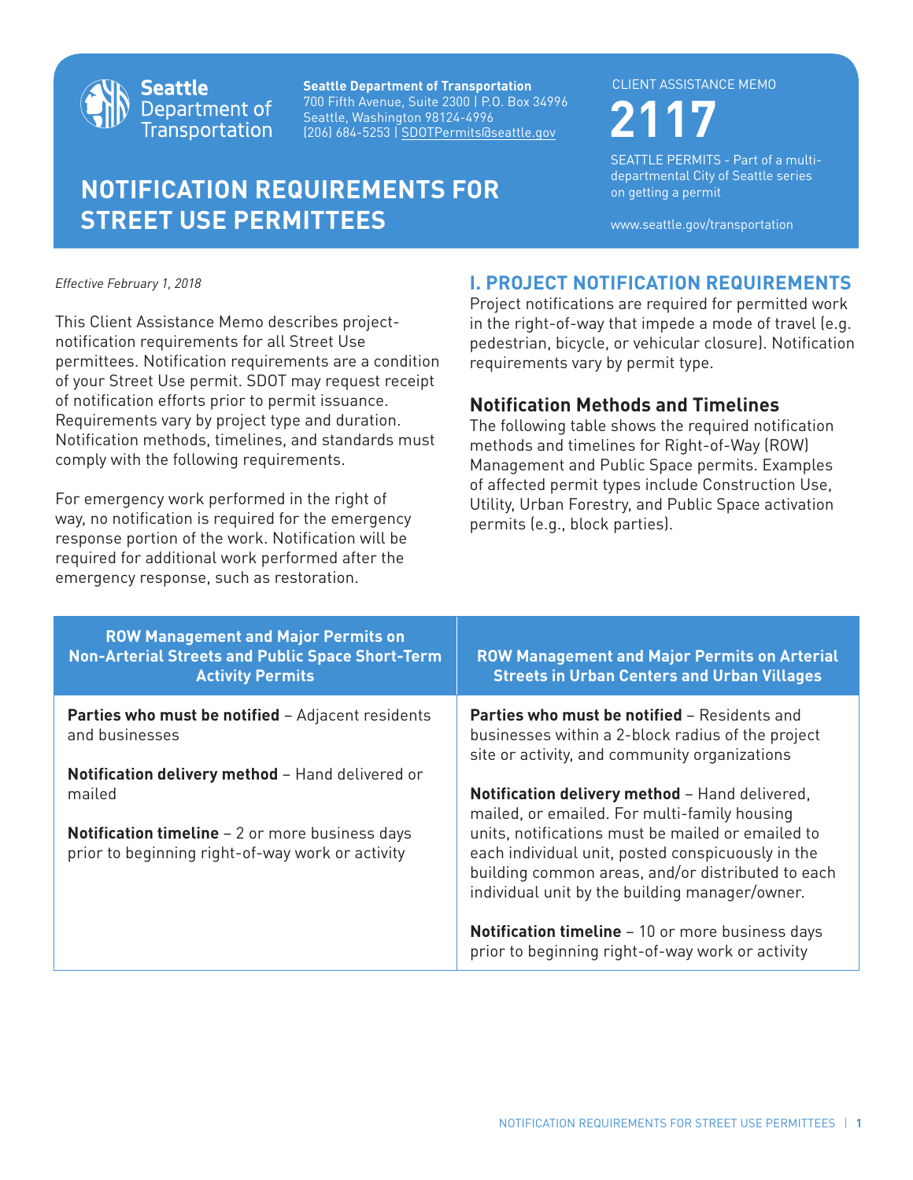Seattle Department of Transportation

**Seattle Department of Transportation**
700 Fifth Avenue, Suite 2300 | P.O. Box 34996
Seattle, Washington 98124-4996
(206) 684-5253 | SDOTPermits@seattle.gov

CLIENT ASSISTANCE MEMO

# 2117

SEATTLE PERMITS - Part of a multi-departmental City of Seattle series on getting a permit

www.seattle.gov/transportation

# NOTIFICATION REQUIREMENTS FOR STREET USE PERMITTEES

*Effective February 1, 2018*

This Client Assistance Memo describes project-notification requirements for all Street Use permittees. Notification requirements are a condition of your Street Use permit. SDOT may request receipt of notification efforts prior to permit issuance. Requirements vary by project type and duration. Notification methods, timelines, and standards must comply with the following requirements.

For emergency work performed in the right of way, no notification is required for the emergency response portion of the work. Notification will be required for additional work performed after the emergency response, such as restoration.

## I. PROJECT NOTIFICATION REQUIREMENTS

Project notifications are required for permitted work in the right-of-way that impede a mode of travel (e.g. pedestrian, bicycle, or vehicular closure). Notification requirements vary by permit type.

### Notification Methods and Timelines

The following table shows the required notification methods and timelines for Right-of-Way (ROW) Management and Public Space permits. Examples of affected permit types include Construction Use, Utility, Urban Forestry, and Public Space activation permits (e.g., block parties).

| ROW Management and Major Permits on Non-Arterial Streets and Public Space Short-Term Activity Permits | ROW Management and Major Permits on Arterial Streets in Urban Centers and Urban Villages |
|---|---|
| **Parties who must be notified** – Adjacent residents and businesses | **Parties who must be notified** – Residents and businesses within a 2-block radius of the project site or activity, and community organizations |
| **Notification delivery method** – Hand delivered or mailed | **Notification delivery method** – Hand delivered, mailed, or emailed. For multi-family housing units, notifications must be mailed or emailed to each individual unit, posted conspicuously in the building common areas, and/or distributed to each individual unit by the building manager/owner. |
| **Notification timeline** – 2 or more business days prior to beginning right-of-way work or activity | **Notification timeline** – 10 or more business days prior to beginning right-of-way work or activity |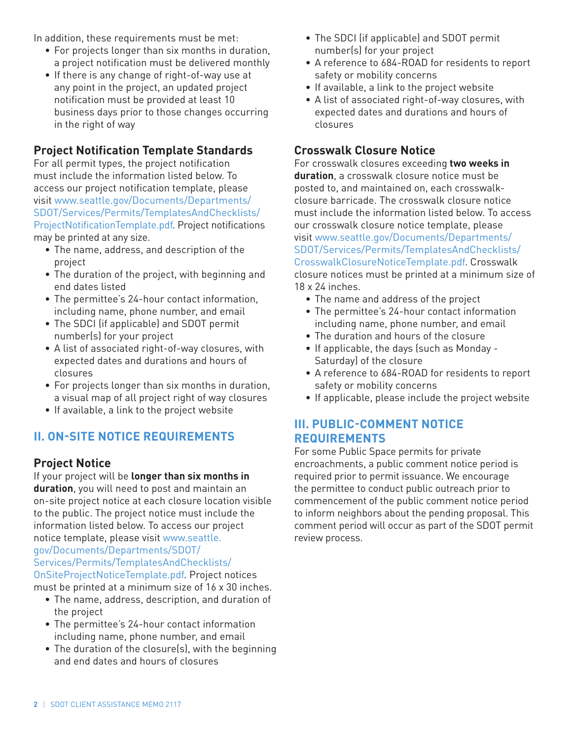In addition, these requirements must be met:

- For projects longer than six months in duration, a project notification must be delivered monthly
- If there is any change of right-of-way use at any point in the project, an updated project notification must be provided at least 10 business days prior to those changes occurring in the right of way

### Project Notification Template Standards

For all permit types, the project notification must include the information listed below. To access our project notification template, please visit www.seattle.gov/Documents/Departments/SDOT/Services/Permits/TemplatesAndChecklists/ProjectNotificationTemplate.pdf. Project notifications may be printed at any size.

- The name, address, and description of the project
- The duration of the project, with beginning and end dates listed
- The permittee's 24-hour contact information, including name, phone number, and email
- The SDCI (if applicable) and SDOT permit number(s) for your project
- A list of associated right-of-way closures, with expected dates and durations and hours of closures
- For projects longer than six months in duration, a visual map of all project right of way closures
- If available, a link to the project website

## II. ON-SITE NOTICE REQUIREMENTS

### Project Notice

If your project will be **longer than six months in duration**, you will need to post and maintain an on-site project notice at each closure location visible to the public. The project notice must include the information listed below. To access our project notice template, please visit www.seattle.gov/Documents/Departments/SDOT/Services/Permits/TemplatesAndChecklists/OnSiteProjectNoticeTemplate.pdf. Project notices must be printed at a minimum size of 16 x 30 inches.

- The name, address, description, and duration of the project
- The permittee's 24-hour contact information including name, phone number, and email
- The duration of the closure(s), with the beginning and end dates and hours of closures
- The SDCI (if applicable) and SDOT permit number(s) for your project
- A reference to 684-ROAD for residents to report safety or mobility concerns
- If available, a link to the project website
- A list of associated right-of-way closures, with expected dates and durations and hours of closures

### Crosswalk Closure Notice

For crosswalk closures exceeding **two weeks in duration**, a crosswalk closure notice must be posted to, and maintained on, each crosswalk-closure barricade. The crosswalk closure notice must include the information listed below. To access our crosswalk closure notice template, please visit www.seattle.gov/Documents/Departments/SDOT/Services/Permits/TemplatesAndChecklists/CrosswalkClosureNoticeTemplate.pdf. Crosswalk closure notices must be printed at a minimum size of 18 x 24 inches.

- The name and address of the project
- The permittee's 24-hour contact information including name, phone number, and email
- The duration and hours of the closure
- If applicable, the days (such as Monday - Saturday) of the closure
- A reference to 684-ROAD for residents to report safety or mobility concerns
- If applicable, please include the project website

## III. PUBLIC-COMMENT NOTICE REQUIREMENTS

For some Public Space permits for private encroachments, a public comment notice period is required prior to permit issuance. We encourage the permittee to conduct public outreach prior to commencement of the public comment notice period to inform neighbors about the pending proposal. This comment period will occur as part of the SDOT permit review process.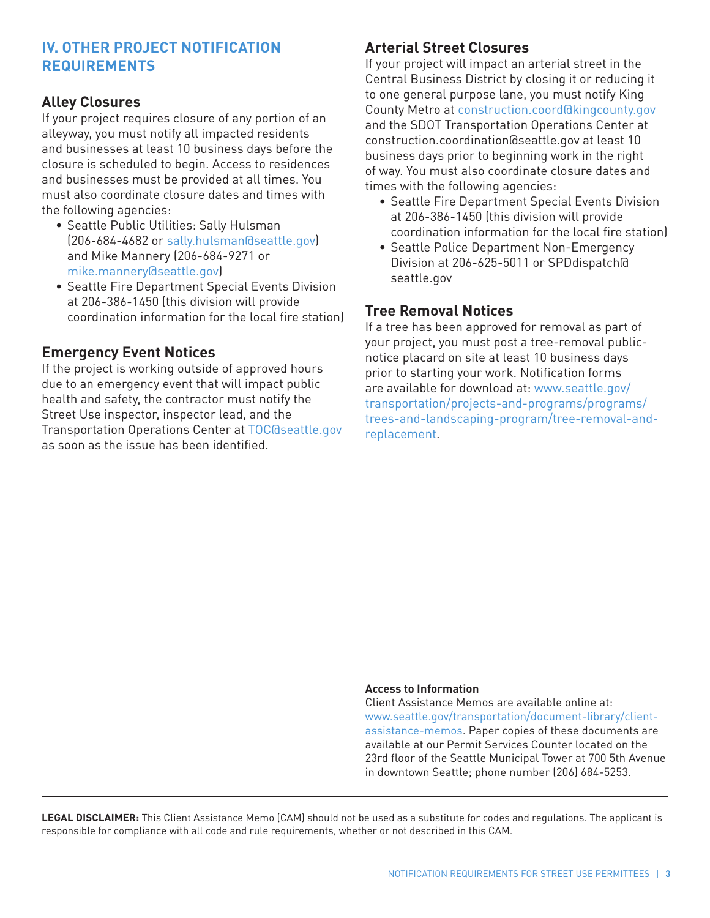## IV. OTHER PROJECT NOTIFICATION REQUIREMENTS

### Alley Closures

If your project requires closure of any portion of an alleyway, you must notify all impacted residents and businesses at least 10 business days before the closure is scheduled to begin. Access to residences and businesses must be provided at all times. You must also coordinate closure dates and times with the following agencies:

- Seattle Public Utilities: Sally Hulsman (206-684-4682 or sally.hulsman@seattle.gov) and Mike Mannery (206-684-9271 or mike.mannery@seattle.gov)
- Seattle Fire Department Special Events Division at 206-386-1450 (this division will provide coordination information for the local fire station)

### Emergency Event Notices

If the project is working outside of approved hours due to an emergency event that will impact public health and safety, the contractor must notify the Street Use inspector, inspector lead, and the Transportation Operations Center at TOC@seattle.gov as soon as the issue has been identified.

### Arterial Street Closures

If your project will impact an arterial street in the Central Business District by closing it or reducing it to one general purpose lane, you must notify King County Metro at construction.coord@kingcounty.gov and the SDOT Transportation Operations Center at construction.coordination@seattle.gov at least 10 business days prior to beginning work in the right of way. You must also coordinate closure dates and times with the following agencies:

- Seattle Fire Department Special Events Division at 206-386-1450 (this division will provide coordination information for the local fire station)
- Seattle Police Department Non-Emergency Division at 206-625-5011 or SPDdispatch@seattle.gov

### Tree Removal Notices

If a tree has been approved for removal as part of your project, you must post a tree-removal public-notice placard on site at least 10 business days prior to starting your work. Notification forms are available for download at: www.seattle.gov/transportation/projects-and-programs/programs/trees-and-landscaping-program/tree-removal-and-replacement.

**Access to Information**

Client Assistance Memos are available online at: www.seattle.gov/transportation/document-library/client-assistance-memos. Paper copies of these documents are available at our Permit Services Counter located on the 23rd floor of the Seattle Municipal Tower at 700 5th Avenue in downtown Seattle; phone number (206) 684-5253.

**LEGAL DISCLAIMER:** This Client Assistance Memo (CAM) should not be used as a substitute for codes and regulations. The applicant is responsible for compliance with all code and rule requirements, whether or not described in this CAM.